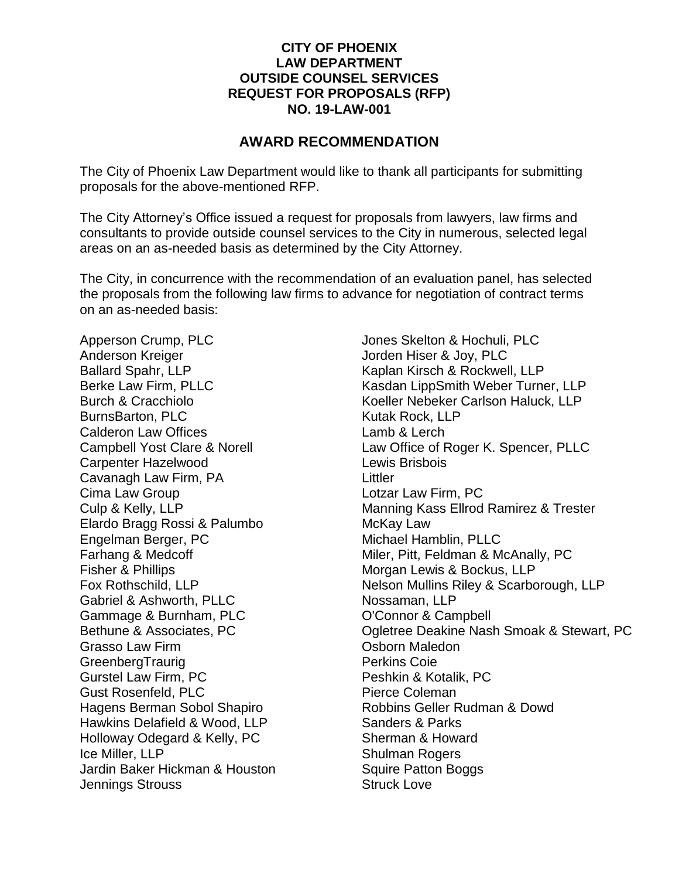**CITY OF PHOENIX**
**LAW DEPARTMENT**
**OUTSIDE COUNSEL SERVICES**
**REQUEST FOR PROPOSALS (RFP)**
**NO. 19-LAW-001**

## AWARD RECOMMENDATION

The City of Phoenix Law Department would like to thank all participants for submitting proposals for the above-mentioned RFP.

The City Attorney's Office issued a request for proposals from lawyers, law firms and consultants to provide outside counsel services to the City in numerous, selected legal areas on an as-needed basis as determined by the City Attorney.

The City, in concurrence with the recommendation of an evaluation panel, has selected the proposals from the following law firms to advance for negotiation of contract terms on an as-needed basis:

Apperson Crump, PLC
Anderson Kreiger
Ballard Spahr, LLP
Berke Law Firm, PLLC
Burch & Cracchiolo
BurnsBarton, PLC
Calderon Law Offices
Campbell Yost Clare & Norell
Carpenter Hazelwood
Cavanagh Law Firm, PA
Cima Law Group
Culp & Kelly, LLP
Elardo Bragg Rossi & Palumbo
Engelman Berger, PC
Farhang & Medcoff
Fisher & Phillips
Fox Rothschild, LLP
Gabriel & Ashworth, PLLC
Gammage & Burnham, PLC
Bethune & Associates, PC
Grasso Law Firm
GreenbergTraurig
Gurstel Law Firm, PC
Gust Rosenfeld, PLC
Hagens Berman Sobol Shapiro
Hawkins Delafield & Wood, LLP
Holloway Odegard & Kelly, PC
Ice Miller, LLP
Jardin Baker Hickman & Houston
Jennings Strouss
Jones Skelton & Hochuli, PLC
Jorden Hiser & Joy, PLC
Kaplan Kirsch & Rockwell, LLP
Kasdan LippSmith Weber Turner, LLP
Koeller Nebeker Carlson Haluck, LLP
Kutak Rock, LLP
Lamb & Lerch
Law Office of Roger K. Spencer, PLLC
Lewis Brisbois
Littler
Lotzar Law Firm, PC
Manning Kass Ellrod Ramirez & Trester
McKay Law
Michael Hamblin, PLLC
Miler, Pitt, Feldman & McAnally, PC
Morgan Lewis & Bockus, LLP
Nelson Mullins Riley & Scarborough, LLP
Nossaman, LLP
O'Connor & Campbell
Ogletree Deakine Nash Smoak & Stewart, PC
Osborn Maledon
Perkins Coie
Peshkin & Kotalik, PC
Pierce Coleman
Robbins Geller Rudman & Dowd
Sanders & Parks
Sherman & Howard
Shulman Rogers
Squire Patton Boggs
Struck Love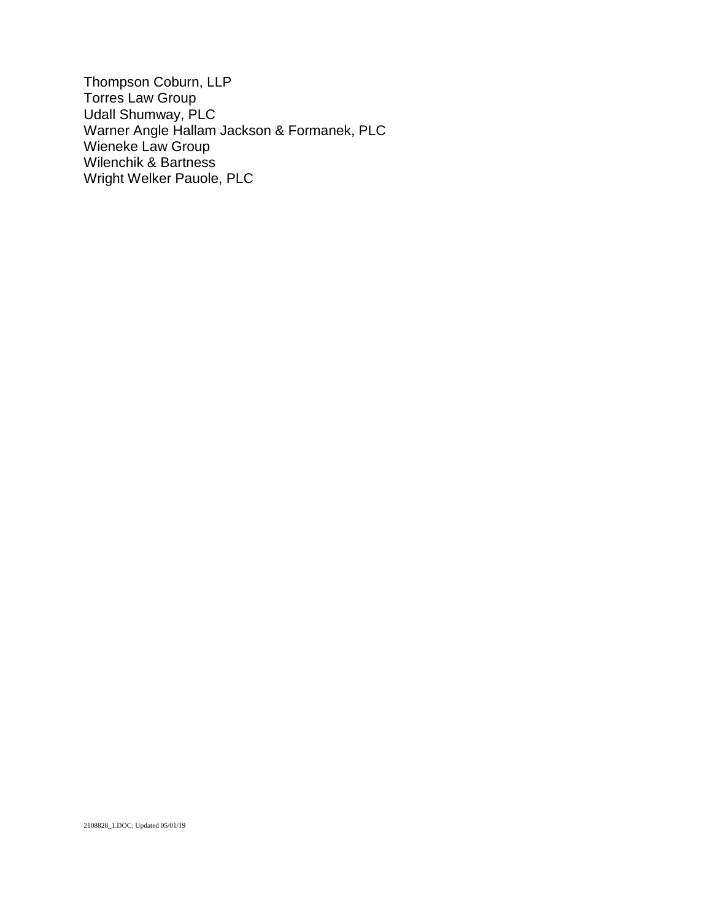Thompson Coburn, LLP
Torres Law Group
Udall Shumway, PLC
Warner Angle Hallam Jackson & Formanek, PLC
Wieneke Law Group
Wilenchik & Bartness
Wright Welker Pauole, PLC

2108828_1.DOC: Updated 05/01/19